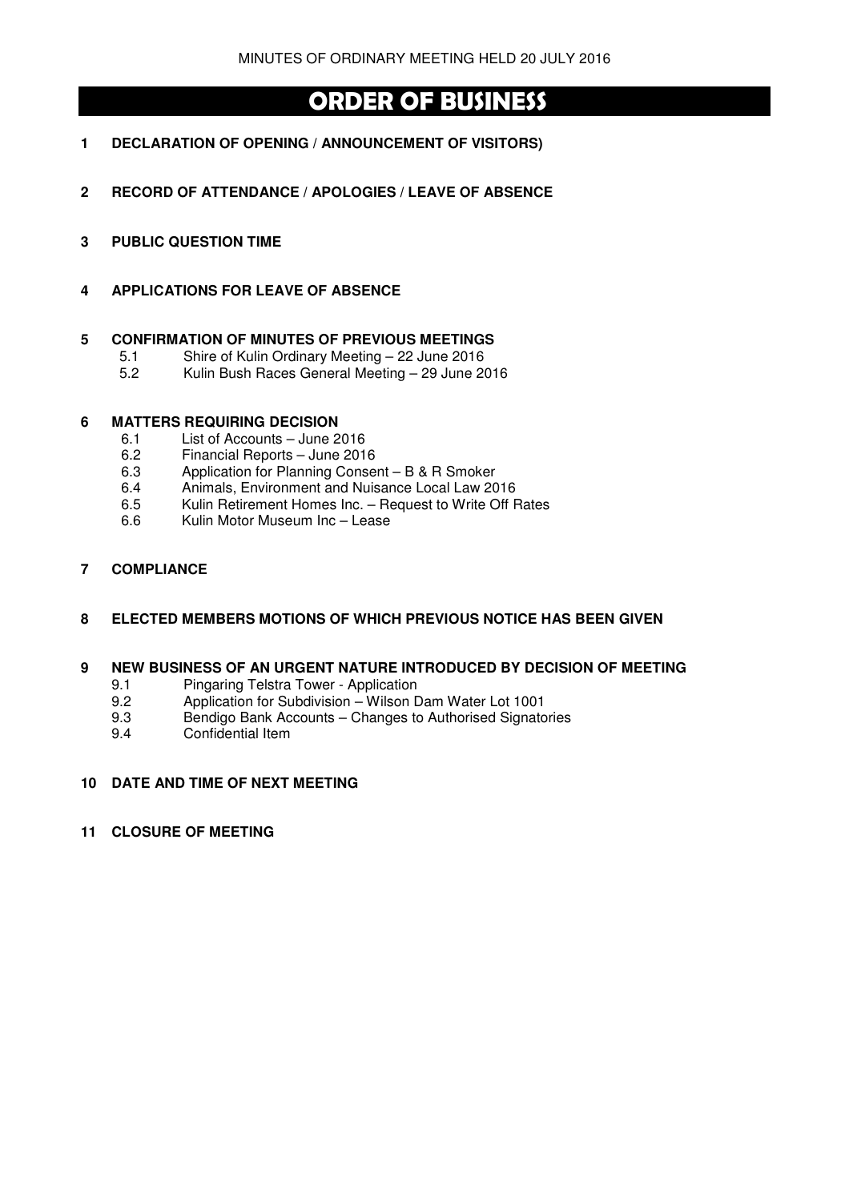# ORDER OF BUSINESS

**1 DECLARATION OF OPENING / ANNOUNCEMENT OF VISITORS)**

**2 RECORD OF ATTENDANCE / APOLOGIES / LEAVE OF ABSENCE**

**3 PUBLIC QUESTION TIME**

**4 APPLICATIONS FOR LEAVE OF ABSENCE**

**5 CONFIRMATION OF MINUTES OF PREVIOUS MEETINGS**

- 5.1 Shire of Kulin Ordinary Meeting – 22 June 2016
- 5.2 Kulin Bush Races General Meeting – 29 June 2016

**6 MATTERS REQUIRING DECISION**

- 6.1 List of Accounts – June 2016
- 6.2 Financial Reports – June 2016
- 6.3 Application for Planning Consent – B & R Smoker
- 6.4 Animals, Environment and Nuisance Local Law 2016
- 6.5 Kulin Retirement Homes Inc. – Request to Write Off Rates
- 6.6 Kulin Motor Museum Inc – Lease

**7 COMPLIANCE**

**8 ELECTED MEMBERS MOTIONS OF WHICH PREVIOUS NOTICE HAS BEEN GIVEN**

**9 NEW BUSINESS OF AN URGENT NATURE INTRODUCED BY DECISION OF MEETING**

- 9.1 Pingaring Telstra Tower - Application
- 9.2 Application for Subdivision – Wilson Dam Water Lot 1001
- 9.3 Bendigo Bank Accounts – Changes to Authorised Signatories
- 9.4 Confidential Item

**10 DATE AND TIME OF NEXT MEETING**

**11 CLOSURE OF MEETING**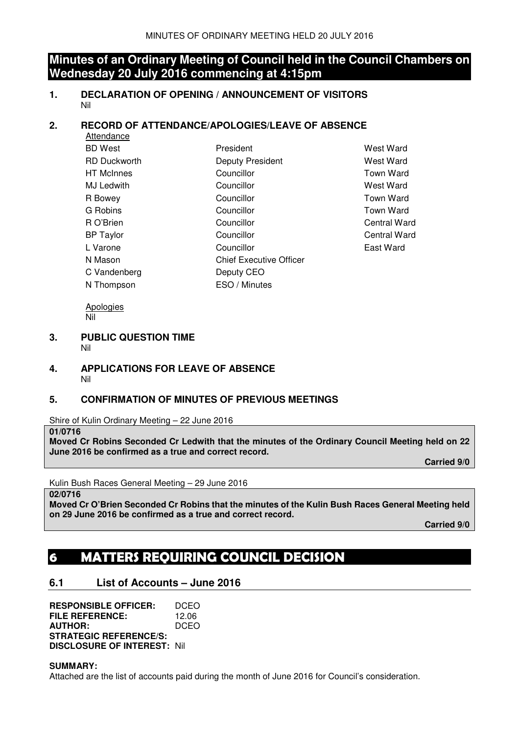# Minutes of an Ordinary Meeting of Council held in the Council Chambers on Wednesday 20 July 2016 commencing at 4:15pm

## 1. DECLARATION OF OPENING / ANNOUNCEMENT OF VISITORS

Nil

## 2. RECORD OF ATTENDANCE/APOLOGIES/LEAVE OF ABSENCE

Attendance

| | | |
|---|---|---|
| BD West | President | West Ward |
| RD Duckworth | Deputy President | West Ward |
| HT McInnes | Councillor | Town Ward |
| MJ Ledwith | Councillor | West Ward |
| R Bowey | Councillor | Town Ward |
| G Robins | Councillor | Town Ward |
| R O'Brien | Councillor | Central Ward |
| BP Taylor | Councillor | Central Ward |
| L Varone | Councillor | East Ward |
| N Mason | Chief Executive Officer | |
| C Vandenberg | Deputy CEO | |
| N Thompson | ESO / Minutes | |

Apologies

Nil

## 3. PUBLIC QUESTION TIME

Nil

## 4. APPLICATIONS FOR LEAVE OF ABSENCE

Nil

## 5. CONFIRMATION OF MINUTES OF PREVIOUS MEETINGS

Shire of Kulin Ordinary Meeting – 22 June 2016

**01/0716**

**Moved Cr Robins Seconded Cr Ledwith that the minutes of the Ordinary Council Meeting held on 22 June 2016 be confirmed as a true and correct record.**

**Carried 9/0**

Kulin Bush Races General Meeting – 29 June 2016

**02/0716**

**Moved Cr O'Brien Seconded Cr Robins that the minutes of the Kulin Bush Races General Meeting held on 29 June 2016 be confirmed as a true and correct record.**

**Carried 9/0**

# 6 MATTERS REQUIRING COUNCIL DECISION

## 6.1 List of Accounts – June 2016

**RESPONSIBLE OFFICER:** DCEO
**FILE REFERENCE:** 12.06
**AUTHOR:** DCEO
**STRATEGIC REFERENCE/S:**
**DISCLOSURE OF INTEREST:** Nil

**SUMMARY:**

Attached are the list of accounts paid during the month of June 2016 for Council's consideration.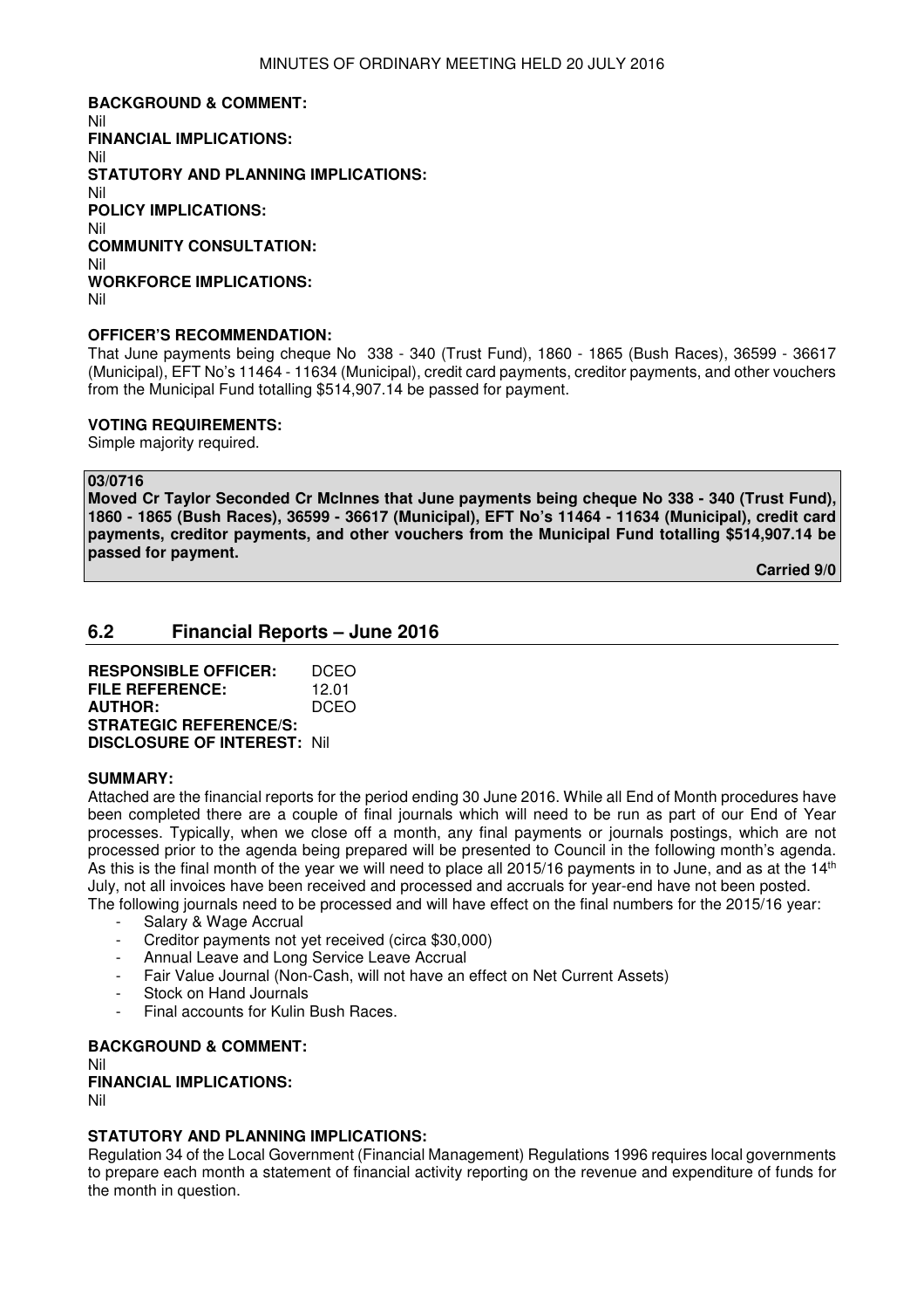**BACKGROUND & COMMENT:**
Nil
**FINANCIAL IMPLICATIONS:**
Nil
**STATUTORY AND PLANNING IMPLICATIONS:**
Nil
**POLICY IMPLICATIONS:**
Nil
**COMMUNITY CONSULTATION:**
Nil
**WORKFORCE IMPLICATIONS:**
Nil

**OFFICER'S RECOMMENDATION:**
That June payments being cheque No 338 - 340 (Trust Fund), 1860 - 1865 (Bush Races), 36599 - 36617 (Municipal), EFT No's 11464 - 11634 (Municipal), credit card payments, creditor payments, and other vouchers from the Municipal Fund totalling $514,907.14 be passed for payment.

**VOTING REQUIREMENTS:**
Simple majority required.

**03/0716**
**Moved Cr Taylor Seconded Cr McInnes that June payments being cheque No 338 - 340 (Trust Fund), 1860 - 1865 (Bush Races), 36599 - 36617 (Municipal), EFT No's 11464 - 11634 (Municipal), credit card payments, creditor payments, and other vouchers from the Municipal Fund totalling $514,907.14 be passed for payment.**

**Carried 9/0**

## 6.2 Financial Reports – June 2016

**RESPONSIBLE OFFICER:** DCEO
**FILE REFERENCE:** 12.01
**AUTHOR:** DCEO
**STRATEGIC REFERENCE/S:**
**DISCLOSURE OF INTEREST:** Nil

**SUMMARY:**
Attached are the financial reports for the period ending 30 June 2016. While all End of Month procedures have been completed there are a couple of final journals which will need to be run as part of our End of Year processes. Typically, when we close off a month, any final payments or journals postings, which are not processed prior to the agenda being prepared will be presented to Council in the following month's agenda. As this is the final month of the year we will need to place all 2015/16 payments in to June, and as at the 14th July, not all invoices have been received and processed and accruals for year-end have not been posted.
The following journals need to be processed and will have effect on the final numbers for the 2015/16 year:

- Salary & Wage Accrual
- Creditor payments not yet received (circa $30,000)
- Annual Leave and Long Service Leave Accrual
- Fair Value Journal (Non-Cash, will not have an effect on Net Current Assets)
- Stock on Hand Journals
- Final accounts for Kulin Bush Races.

**BACKGROUND & COMMENT:**
Nil
**FINANCIAL IMPLICATIONS:**
Nil

**STATUTORY AND PLANNING IMPLICATIONS:**
Regulation 34 of the Local Government (Financial Management) Regulations 1996 requires local governments to prepare each month a statement of financial activity reporting on the revenue and expenditure of funds for the month in question.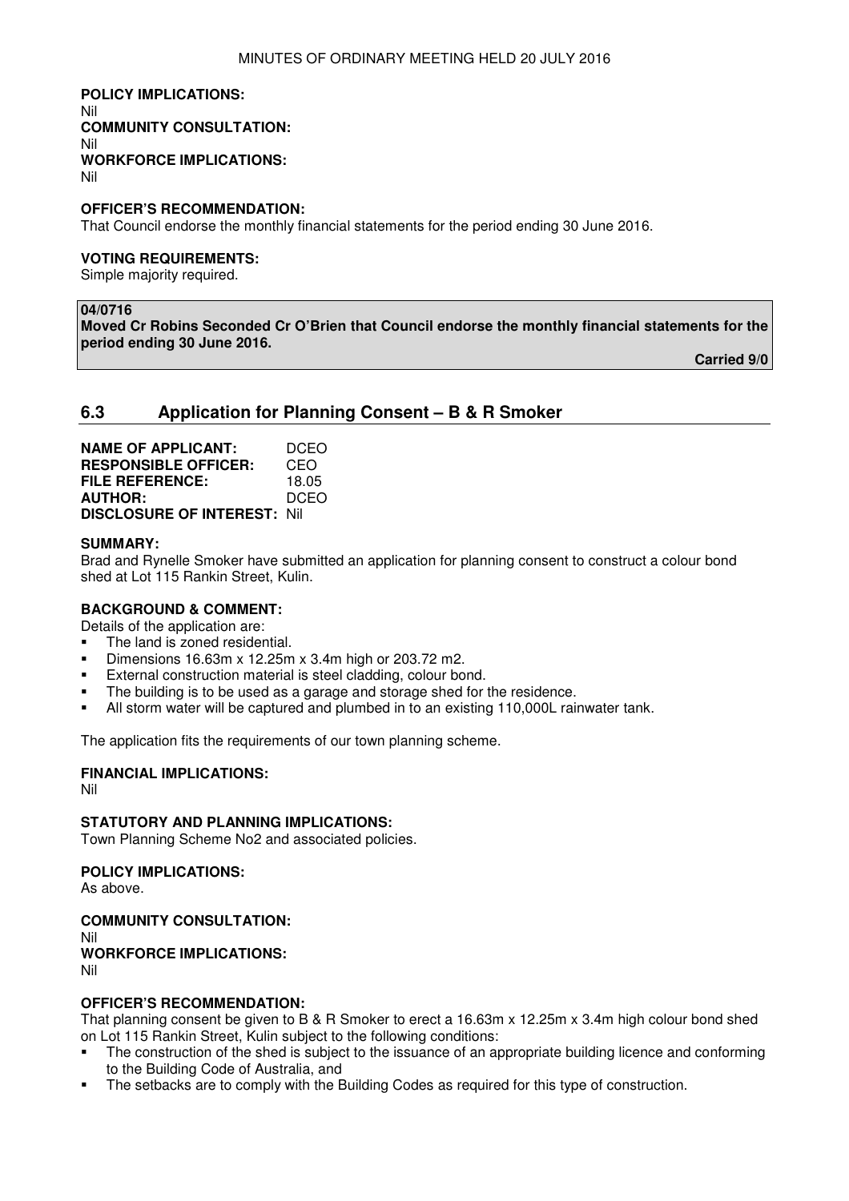**POLICY IMPLICATIONS:**
Nil
**COMMUNITY CONSULTATION:**
Nil
**WORKFORCE IMPLICATIONS:**
Nil

**OFFICER'S RECOMMENDATION:**
That Council endorse the monthly financial statements for the period ending 30 June 2016.

**VOTING REQUIREMENTS:**
Simple majority required.

**04/0716**
**Moved Cr Robins Seconded Cr O'Brien that Council endorse the monthly financial statements for the period ending 30 June 2016.**

**Carried 9/0**

## 6.3 Application for Planning Consent – B & R Smoker

**NAME OF APPLICANT:** DCEO
**RESPONSIBLE OFFICER:** CEO
**FILE REFERENCE:** 18.05
**AUTHOR:** DCEO
**DISCLOSURE OF INTEREST:** Nil

**SUMMARY:**
Brad and Rynelle Smoker have submitted an application for planning consent to construct a colour bond shed at Lot 115 Rankin Street, Kulin.

**BACKGROUND & COMMENT:**
Details of the application are:

- The land is zoned residential.
- Dimensions 16.63m x 12.25m x 3.4m high or 203.72 m2.
- External construction material is steel cladding, colour bond.
- The building is to be used as a garage and storage shed for the residence.
- All storm water will be captured and plumbed in to an existing 110,000L rainwater tank.

The application fits the requirements of our town planning scheme.

**FINANCIAL IMPLICATIONS:**
Nil

**STATUTORY AND PLANNING IMPLICATIONS:**
Town Planning Scheme No2 and associated policies.

**POLICY IMPLICATIONS:**
As above.

**COMMUNITY CONSULTATION:**
Nil
**WORKFORCE IMPLICATIONS:**
Nil

**OFFICER'S RECOMMENDATION:**
That planning consent be given to B & R Smoker to erect a 16.63m x 12.25m x 3.4m high colour bond shed on Lot 115 Rankin Street, Kulin subject to the following conditions:

- The construction of the shed is subject to the issuance of an appropriate building licence and conforming to the Building Code of Australia, and
- The setbacks are to comply with the Building Codes as required for this type of construction.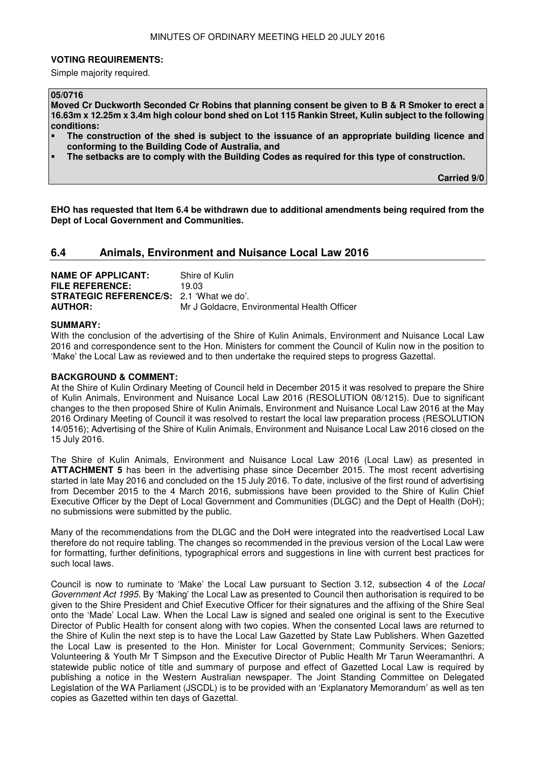**VOTING REQUIREMENTS:**

Simple majority required.

**05/0716**

**Moved Cr Duckworth Seconded Cr Robins that planning consent be given to B & R Smoker to erect a 16.63m x 12.25m x 3.4m high colour bond shed on Lot 115 Rankin Street, Kulin subject to the following conditions:**

- **The construction of the shed is subject to the issuance of an appropriate building licence and conforming to the Building Code of Australia, and**
- **The setbacks are to comply with the Building Codes as required for this type of construction.**

**Carried 9/0**

**EHO has requested that Item 6.4 be withdrawn due to additional amendments being required from the Dept of Local Government and Communities.**

## 6.4 Animals, Environment and Nuisance Local Law 2016

**NAME OF APPLICANT:** Shire of Kulin
**FILE REFERENCE:** 19.03
**STRATEGIC REFERENCE/S:** 2.1 'What we do'.
**AUTHOR:** Mr J Goldacre, Environmental Health Officer

**SUMMARY:**

With the conclusion of the advertising of the Shire of Kulin Animals, Environment and Nuisance Local Law 2016 and correspondence sent to the Hon. Ministers for comment the Council of Kulin now in the position to 'Make' the Local Law as reviewed and to then undertake the required steps to progress Gazettal.

**BACKGROUND & COMMENT:**

At the Shire of Kulin Ordinary Meeting of Council held in December 2015 it was resolved to prepare the Shire of Kulin Animals, Environment and Nuisance Local Law 2016 (RESOLUTION 08/1215). Due to significant changes to the then proposed Shire of Kulin Animals, Environment and Nuisance Local Law 2016 at the May 2016 Ordinary Meeting of Council it was resolved to restart the local law preparation process (RESOLUTION 14/0516); Advertising of the Shire of Kulin Animals, Environment and Nuisance Local Law 2016 closed on the 15 July 2016.

The Shire of Kulin Animals, Environment and Nuisance Local Law 2016 (Local Law) as presented in **ATTACHMENT 5** has been in the advertising phase since December 2015. The most recent advertising started in late May 2016 and concluded on the 15 July 2016. To date, inclusive of the first round of advertising from December 2015 to the 4 March 2016, submissions have been provided to the Shire of Kulin Chief Executive Officer by the Dept of Local Government and Communities (DLGC) and the Dept of Health (DoH); no submissions were submitted by the public.

Many of the recommendations from the DLGC and the DoH were integrated into the readvertised Local Law therefore do not require tabling. The changes so recommended in the previous version of the Local Law were for formatting, further definitions, typographical errors and suggestions in line with current best practices for such local laws.

Council is now to ruminate to 'Make' the Local Law pursuant to Section 3.12, subsection 4 of the *Local Government Act 1995*. By 'Making' the Local Law as presented to Council then authorisation is required to be given to the Shire President and Chief Executive Officer for their signatures and the affixing of the Shire Seal onto the 'Made' Local Law. When the Local Law is signed and sealed one original is sent to the Executive Director of Public Health for consent along with two copies. When the consented Local laws are returned to the Shire of Kulin the next step is to have the Local Law Gazetted by State Law Publishers. When Gazetted the Local Law is presented to the Hon. Minister for Local Government; Community Services; Seniors; Volunteering & Youth Mr T Simpson and the Executive Director of Public Health Mr Tarun Weeramanthri. A statewide public notice of title and summary of purpose and effect of Gazetted Local Law is required by publishing a notice in the Western Australian newspaper. The Joint Standing Committee on Delegated Legislation of the WA Parliament (JSCDL) is to be provided with an 'Explanatory Memorandum' as well as ten copies as Gazetted within ten days of Gazettal.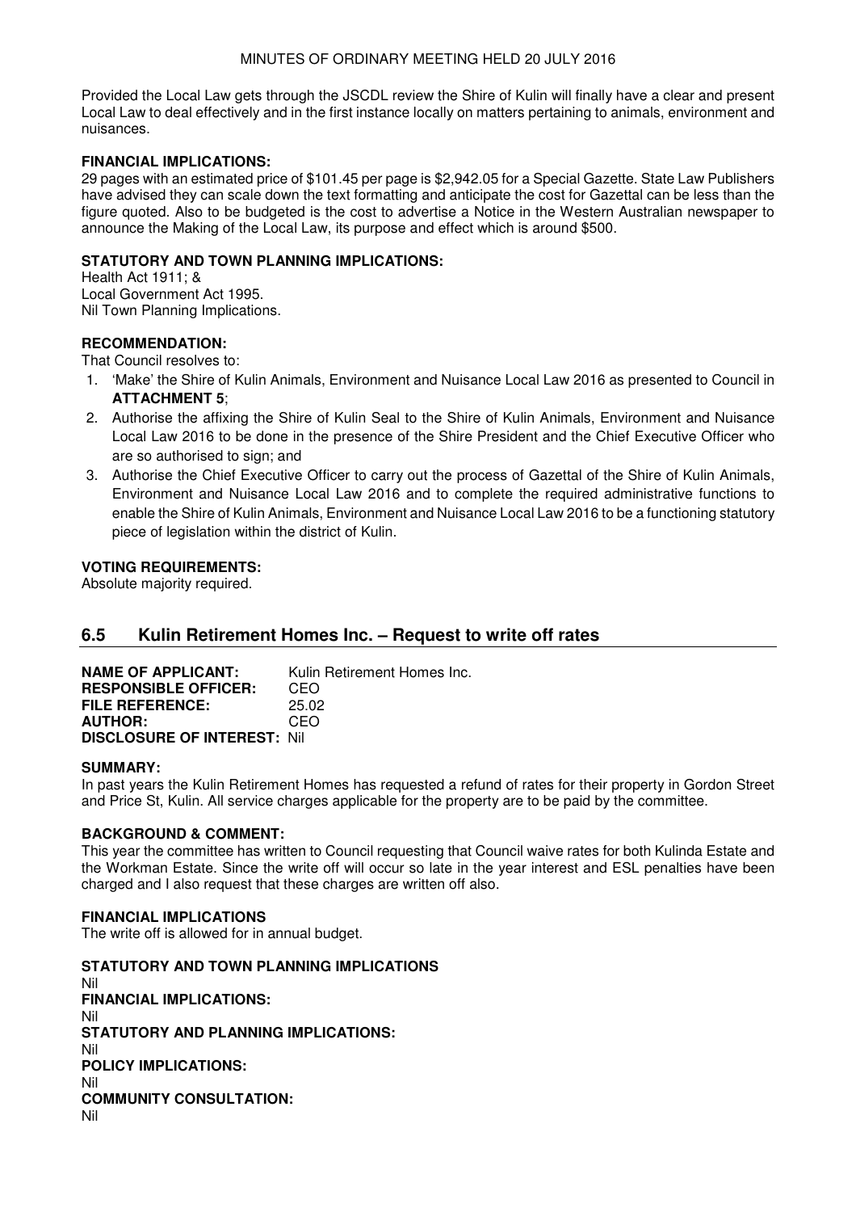Provided the Local Law gets through the JSCDL review the Shire of Kulin will finally have a clear and present Local Law to deal effectively and in the first instance locally on matters pertaining to animals, environment and nuisances.

**FINANCIAL IMPLICATIONS:**
29 pages with an estimated price of $101.45 per page is $2,942.05 for a Special Gazette. State Law Publishers have advised they can scale down the text formatting and anticipate the cost for Gazettal can be less than the figure quoted. Also to be budgeted is the cost to advertise a Notice in the Western Australian newspaper to announce the Making of the Local Law, its purpose and effect which is around $500.

**STATUTORY AND TOWN PLANNING IMPLICATIONS:**
Health Act 1911; &
Local Government Act 1995.
Nil Town Planning Implications.

**RECOMMENDATION:**
That Council resolves to:

1. 'Make' the Shire of Kulin Animals, Environment and Nuisance Local Law 2016 as presented to Council in **ATTACHMENT 5**;
2. Authorise the affixing the Shire of Kulin Seal to the Shire of Kulin Animals, Environment and Nuisance Local Law 2016 to be done in the presence of the Shire President and the Chief Executive Officer who are so authorised to sign; and
3. Authorise the Chief Executive Officer to carry out the process of Gazettal of the Shire of Kulin Animals, Environment and Nuisance Local Law 2016 and to complete the required administrative functions to enable the Shire of Kulin Animals, Environment and Nuisance Local Law 2016 to be a functioning statutory piece of legislation within the district of Kulin.

**VOTING REQUIREMENTS:**
Absolute majority required.

## 6.5 Kulin Retirement Homes Inc. – Request to write off rates

**NAME OF APPLICANT:** Kulin Retirement Homes Inc.
**RESPONSIBLE OFFICER:** CEO
**FILE REFERENCE:** 25.02
**AUTHOR:** CEO
**DISCLOSURE OF INTEREST:** Nil

**SUMMARY:**
In past years the Kulin Retirement Homes has requested a refund of rates for their property in Gordon Street and Price St, Kulin. All service charges applicable for the property are to be paid by the committee.

**BACKGROUND & COMMENT:**
This year the committee has written to Council requesting that Council waive rates for both Kulinda Estate and the Workman Estate. Since the write off will occur so late in the year interest and ESL penalties have been charged and I also request that these charges are written off also.

**FINANCIAL IMPLICATIONS**
The write off is allowed for in annual budget.

**STATUTORY AND TOWN PLANNING IMPLICATIONS**
Nil
**FINANCIAL IMPLICATIONS:**
Nil
**STATUTORY AND PLANNING IMPLICATIONS:**
Nil
**POLICY IMPLICATIONS:**
Nil
**COMMUNITY CONSULTATION:**
Nil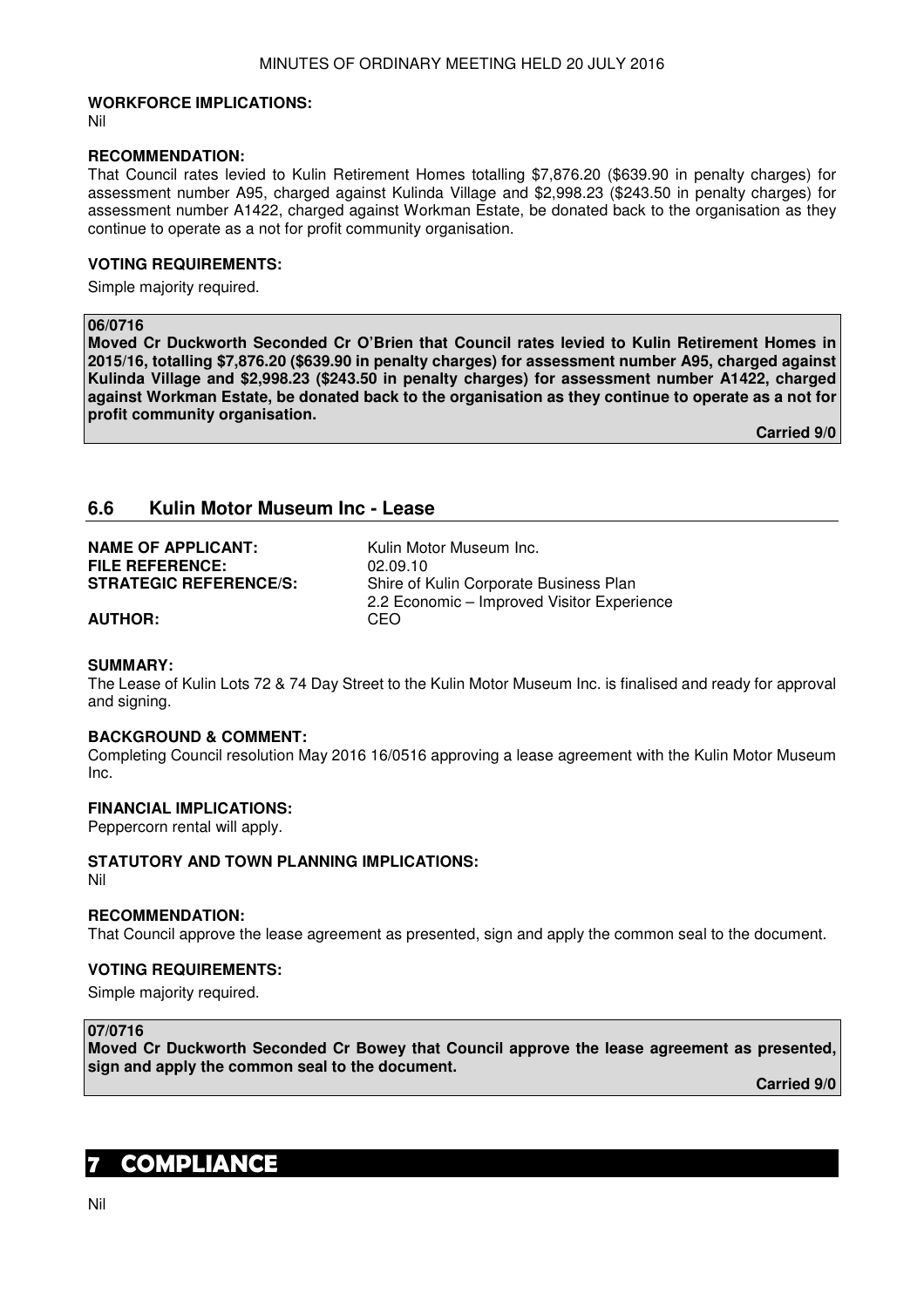**WORKFORCE IMPLICATIONS:**

Nil

**RECOMMENDATION:**

That Council rates levied to Kulin Retirement Homes totalling $7,876.20 ($639.90 in penalty charges) for assessment number A95, charged against Kulinda Village and $2,998.23 ($243.50 in penalty charges) for assessment number A1422, charged against Workman Estate, be donated back to the organisation as they continue to operate as a not for profit community organisation.

**VOTING REQUIREMENTS:**

Simple majority required.

**06/0716**

**Moved Cr Duckworth Seconded Cr O'Brien that Council rates levied to Kulin Retirement Homes in 2015/16, totalling $7,876.20 ($639.90 in penalty charges) for assessment number A95, charged against Kulinda Village and $2,998.23 ($243.50 in penalty charges) for assessment number A1422, charged against Workman Estate, be donated back to the organisation as they continue to operate as a not for profit community organisation.**

**Carried 9/0**

## 6.6 Kulin Motor Museum Inc - Lease

**NAME OF APPLICANT:** Kulin Motor Museum Inc.
**FILE REFERENCE:** 02.09.10
**STRATEGIC REFERENCE/S:** Shire of Kulin Corporate Business Plan
2.2 Economic – Improved Visitor Experience
**AUTHOR:** CEO

**SUMMARY:**

The Lease of Kulin Lots 72 & 74 Day Street to the Kulin Motor Museum Inc. is finalised and ready for approval and signing.

**BACKGROUND & COMMENT:**

Completing Council resolution May 2016 16/0516 approving a lease agreement with the Kulin Motor Museum Inc.

**FINANCIAL IMPLICATIONS:**

Peppercorn rental will apply.

**STATUTORY AND TOWN PLANNING IMPLICATIONS:**

Nil

**RECOMMENDATION:**

That Council approve the lease agreement as presented, sign and apply the common seal to the document.

**VOTING REQUIREMENTS:**

Simple majority required.

**07/0716**

**Moved Cr Duckworth Seconded Cr Bowey that Council approve the lease agreement as presented, sign and apply the common seal to the document.**

**Carried 9/0**

# 7 COMPLIANCE

Nil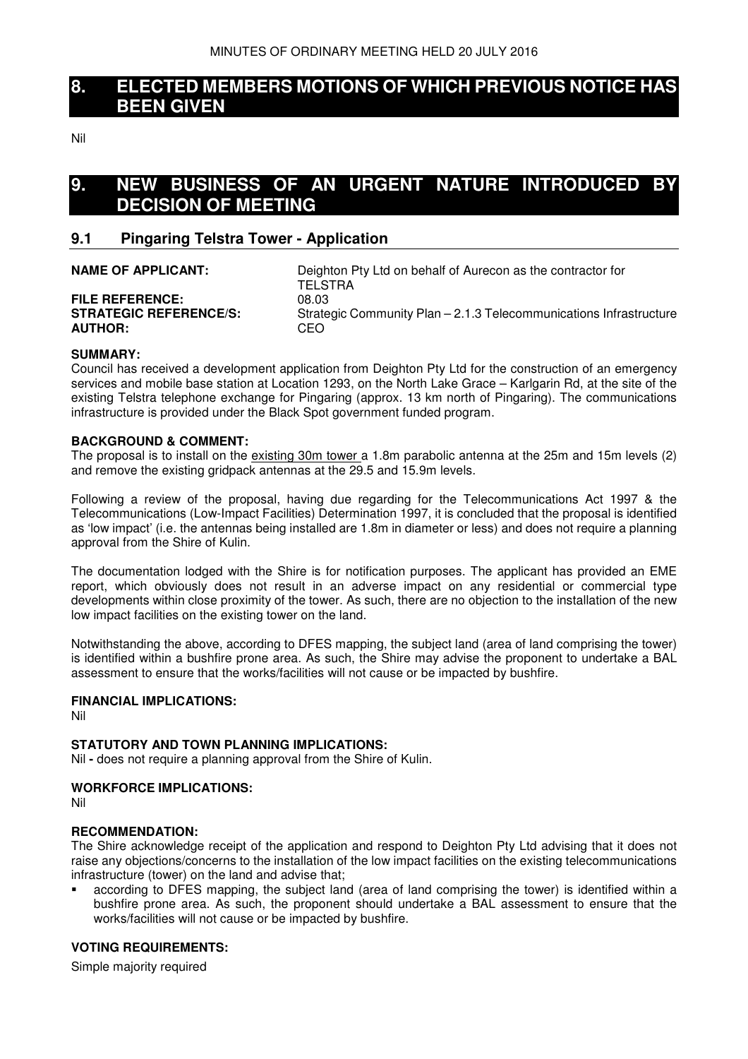# 8. ELECTED MEMBERS MOTIONS OF WHICH PREVIOUS NOTICE HAS BEEN GIVEN

Nil

# 9. NEW BUSINESS OF AN URGENT NATURE INTRODUCED BY DECISION OF MEETING

## 9.1 Pingaring Telstra Tower - Application

**NAME OF APPLICANT:** Deighton Pty Ltd on behalf of Aurecon as the contractor for TELSTRA
**FILE REFERENCE:** 08.03
**STRATEGIC REFERENCE/S:** Strategic Community Plan – 2.1.3 Telecommunications Infrastructure
**AUTHOR:** CEO

**SUMMARY:**
Council has received a development application from Deighton Pty Ltd for the construction of an emergency services and mobile base station at Location 1293, on the North Lake Grace – Karlgarin Rd, at the site of the existing Telstra telephone exchange for Pingaring (approx. 13 km north of Pingaring). The communications infrastructure is provided under the Black Spot government funded program.

**BACKGROUND & COMMENT:**
The proposal is to install on the existing 30m tower a 1.8m parabolic antenna at the 25m and 15m levels (2) and remove the existing gridpack antennas at the 29.5 and 15.9m levels.

Following a review of the proposal, having due regarding for the Telecommunications Act 1997 & the Telecommunications (Low-Impact Facilities) Determination 1997, it is concluded that the proposal is identified as 'low impact' (i.e. the antennas being installed are 1.8m in diameter or less) and does not require a planning approval from the Shire of Kulin.

The documentation lodged with the Shire is for notification purposes. The applicant has provided an EME report, which obviously does not result in an adverse impact on any residential or commercial type developments within close proximity of the tower. As such, there are no objection to the installation of the new low impact facilities on the existing tower on the land.

Notwithstanding the above, according to DFES mapping, the subject land (area of land comprising the tower) is identified within a bushfire prone area. As such, the Shire may advise the proponent to undertake a BAL assessment to ensure that the works/facilities will not cause or be impacted by bushfire.

**FINANCIAL IMPLICATIONS:**
Nil

**STATUTORY AND TOWN PLANNING IMPLICATIONS:**
Nil **-** does not require a planning approval from the Shire of Kulin.

**WORKFORCE IMPLICATIONS:**
Nil

**RECOMMENDATION:**
The Shire acknowledge receipt of the application and respond to Deighton Pty Ltd advising that it does not raise any objections/concerns to the installation of the low impact facilities on the existing telecommunications infrastructure (tower) on the land and advise that;

- according to DFES mapping, the subject land (area of land comprising the tower) is identified within a bushfire prone area. As such, the proponent should undertake a BAL assessment to ensure that the works/facilities will not cause or be impacted by bushfire.

**VOTING REQUIREMENTS:**

Simple majority required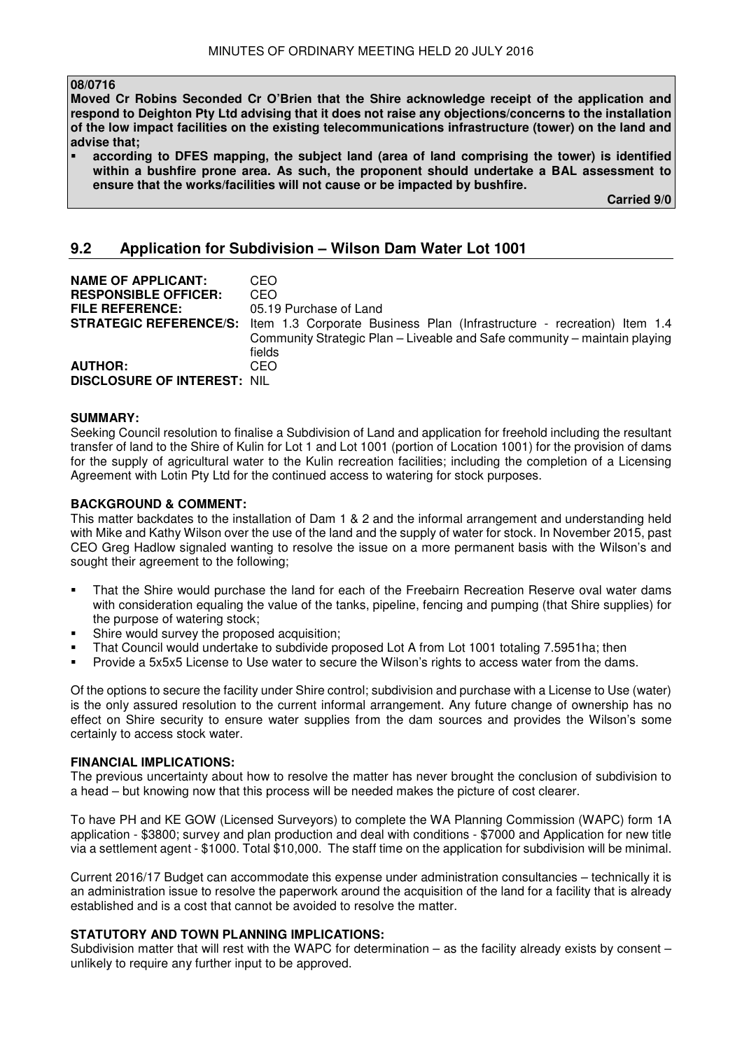**08/0716**
**Moved Cr Robins Seconded Cr O'Brien that the Shire acknowledge receipt of the application and respond to Deighton Pty Ltd advising that it does not raise any objections/concerns to the installation of the low impact facilities on the existing telecommunications infrastructure (tower) on the land and advise that;**

- **according to DFES mapping, the subject land (area of land comprising the tower) is identified within a bushfire prone area. As such, the proponent should undertake a BAL assessment to ensure that the works/facilities will not cause or be impacted by bushfire.**

**Carried 9/0**

## 9.2 Application for Subdivision – Wilson Dam Water Lot 1001

**NAME OF APPLICANT:** CEO
**RESPONSIBLE OFFICER:** CEO
**FILE REFERENCE:** 05.19 Purchase of Land
**STRATEGIC REFERENCE/S:** Item 1.3 Corporate Business Plan (Infrastructure - recreation) Item 1.4 Community Strategic Plan – Liveable and Safe community – maintain playing fields
**AUTHOR:** CEO
**DISCLOSURE OF INTEREST:** NIL

**SUMMARY:**
Seeking Council resolution to finalise a Subdivision of Land and application for freehold including the resultant transfer of land to the Shire of Kulin for Lot 1 and Lot 1001 (portion of Location 1001) for the provision of dams for the supply of agricultural water to the Kulin recreation facilities; including the completion of a Licensing Agreement with Lotin Pty Ltd for the continued access to watering for stock purposes.

**BACKGROUND & COMMENT:**
This matter backdates to the installation of Dam 1 & 2 and the informal arrangement and understanding held with Mike and Kathy Wilson over the use of the land and the supply of water for stock. In November 2015, past CEO Greg Hadlow signaled wanting to resolve the issue on a more permanent basis with the Wilson's and sought their agreement to the following;

- That the Shire would purchase the land for each of the Freebairn Recreation Reserve oval water dams with consideration equaling the value of the tanks, pipeline, fencing and pumping (that Shire supplies) for the purpose of watering stock;
- Shire would survey the proposed acquisition;
- That Council would undertake to subdivide proposed Lot A from Lot 1001 totaling 7.5951ha; then
- Provide a 5x5x5 License to Use water to secure the Wilson's rights to access water from the dams.

Of the options to secure the facility under Shire control; subdivision and purchase with a License to Use (water) is the only assured resolution to the current informal arrangement. Any future change of ownership has no effect on Shire security to ensure water supplies from the dam sources and provides the Wilson's some certainly to access stock water.

**FINANCIAL IMPLICATIONS:**
The previous uncertainty about how to resolve the matter has never brought the conclusion of subdivision to a head – but knowing now that this process will be needed makes the picture of cost clearer.

To have PH and KE GOW (Licensed Surveyors) to complete the WA Planning Commission (WAPC) form 1A application - $3800; survey and plan production and deal with conditions - $7000 and Application for new title via a settlement agent - $1000. Total $10,000. The staff time on the application for subdivision will be minimal.

Current 2016/17 Budget can accommodate this expense under administration consultancies – technically it is an administration issue to resolve the paperwork around the acquisition of the land for a facility that is already established and is a cost that cannot be avoided to resolve the matter.

**STATUTORY AND TOWN PLANNING IMPLICATIONS:**
Subdivision matter that will rest with the WAPC for determination – as the facility already exists by consent – unlikely to require any further input to be approved.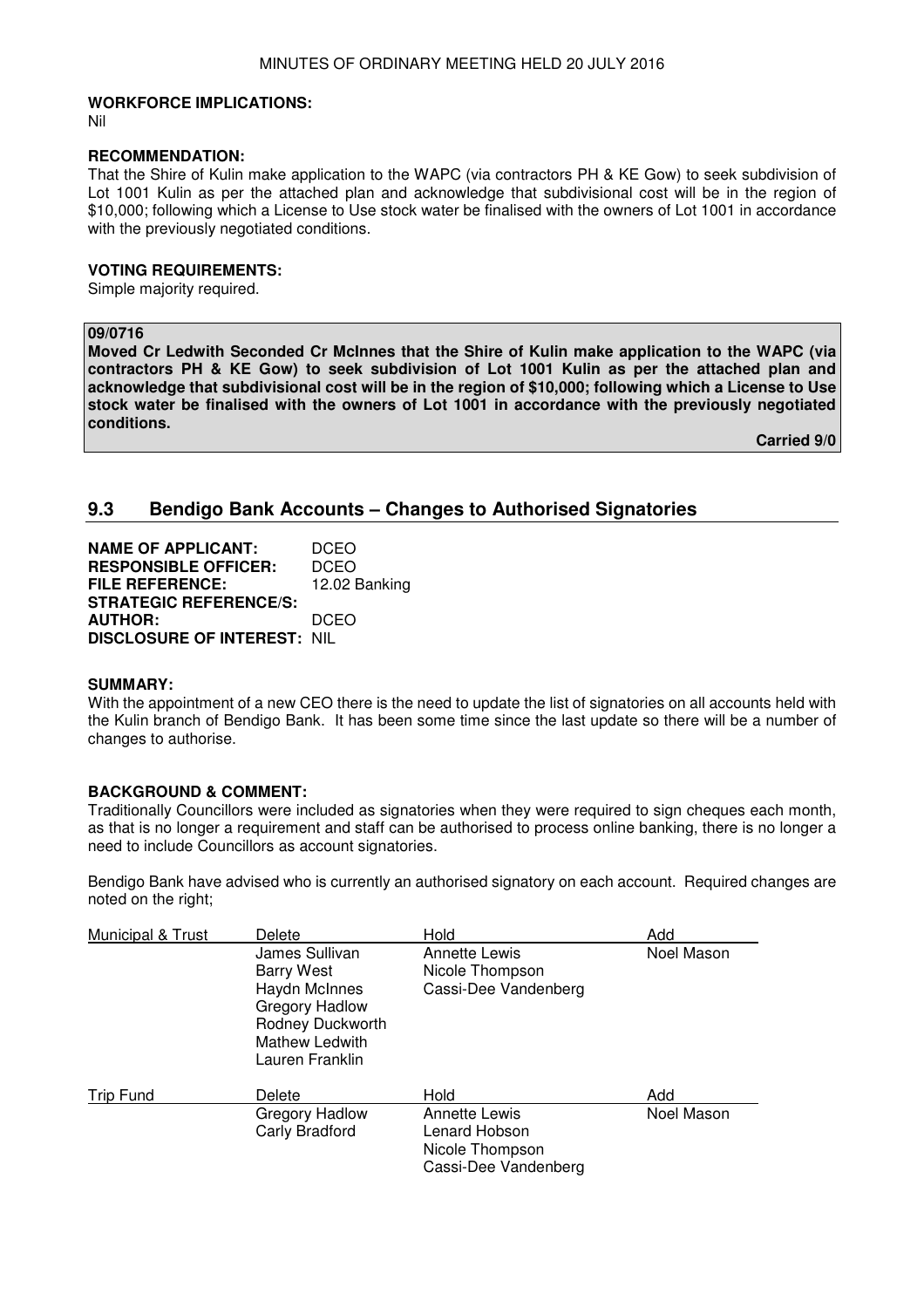**WORKFORCE IMPLICATIONS:**
Nil

**RECOMMENDATION:**
That the Shire of Kulin make application to the WAPC (via contractors PH & KE Gow) to seek subdivision of Lot 1001 Kulin as per the attached plan and acknowledge that subdivisional cost will be in the region of $10,000; following which a License to Use stock water be finalised with the owners of Lot 1001 in accordance with the previously negotiated conditions.

**VOTING REQUIREMENTS:**
Simple majority required.

**09/0716**
**Moved Cr Ledwith Seconded Cr McInnes that the Shire of Kulin make application to the WAPC (via contractors PH & KE Gow) to seek subdivision of Lot 1001 Kulin as per the attached plan and acknowledge that subdivisional cost will be in the region of $10,000; following which a License to Use stock water be finalised with the owners of Lot 1001 in accordance with the previously negotiated conditions.**

**Carried 9/0**

## 9.3 Bendigo Bank Accounts – Changes to Authorised Signatories

**NAME OF APPLICANT:** DCEO
**RESPONSIBLE OFFICER:** DCEO
**FILE REFERENCE:** 12.02 Banking
**STRATEGIC REFERENCE/S:**
**AUTHOR:** DCEO
**DISCLOSURE OF INTEREST:** NIL

**SUMMARY:**
With the appointment of a new CEO there is the need to update the list of signatories on all accounts held with the Kulin branch of Bendigo Bank. It has been some time since the last update so there will be a number of changes to authorise.

**BACKGROUND & COMMENT:**
Traditionally Councillors were included as signatories when they were required to sign cheques each month, as that is no longer a requirement and staff can be authorised to process online banking, there is no longer a need to include Councillors as account signatories.

Bendigo Bank have advised who is currently an authorised signatory on each account. Required changes are noted on the right;

| Account | Delete | Hold | Add |
|---|---|---|---|
| Municipal & Trust | James Sullivan<br>Barry West<br>Haydn McInnes<br>Gregory Hadlow<br>Rodney Duckworth<br>Mathew Ledwith<br>Lauren Franklin | Annette Lewis<br>Nicole Thompson<br>Cassi-Dee Vandenberg | Noel Mason |
| Trip Fund | Gregory Hadlow<br>Carly Bradford | Annette Lewis<br>Lenard Hobson<br>Nicole Thompson<br>Cassi-Dee Vandenberg | Noel Mason |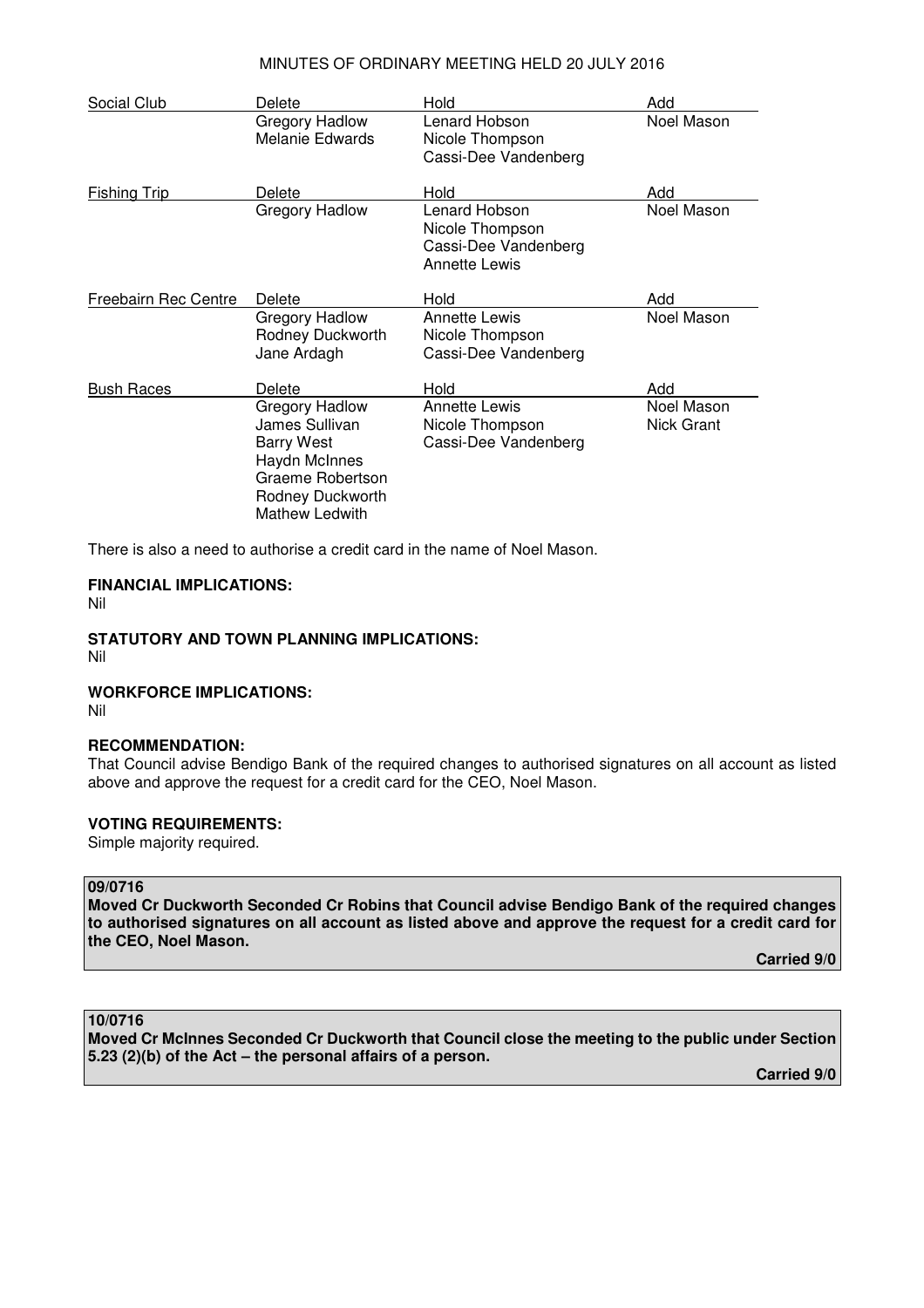| Account | Delete | Hold | Add |
|---|---|---|---|
| Social Club | Gregory Hadlow<br>Melanie Edwards | Lenard Hobson<br>Nicole Thompson<br>Cassi-Dee Vandenberg | Noel Mason |
| Fishing Trip | Gregory Hadlow | Lenard Hobson<br>Nicole Thompson<br>Cassi-Dee Vandenberg<br>Annette Lewis | Noel Mason |
| Freebairn Rec Centre | Gregory Hadlow<br>Rodney Duckworth<br>Jane Ardagh | Annette Lewis<br>Nicole Thompson<br>Cassi-Dee Vandenberg | Noel Mason |
| Bush Races | Gregory Hadlow<br>James Sullivan<br>Barry West<br>Haydn McInnes<br>Graeme Robertson<br>Rodney Duckworth<br>Mathew Ledwith | Annette Lewis<br>Nicole Thompson<br>Cassi-Dee Vandenberg | Noel Mason<br>Nick Grant |

There is also a need to authorise a credit card in the name of Noel Mason.

**FINANCIAL IMPLICATIONS:**
Nil

**STATUTORY AND TOWN PLANNING IMPLICATIONS:**
Nil

**WORKFORCE IMPLICATIONS:**
Nil

**RECOMMENDATION:**
That Council advise Bendigo Bank of the required changes to authorised signatures on all account as listed above and approve the request for a credit card for the CEO, Noel Mason.

**VOTING REQUIREMENTS:**
Simple majority required.

**09/0716**
**Moved Cr Duckworth Seconded Cr Robins that Council advise Bendigo Bank of the required changes to authorised signatures on all account as listed above and approve the request for a credit card for the CEO, Noel Mason.**

**Carried 9/0**

**10/0716**
**Moved Cr McInnes Seconded Cr Duckworth that Council close the meeting to the public under Section 5.23 (2)(b) of the Act – the personal affairs of a person.**

**Carried 9/0**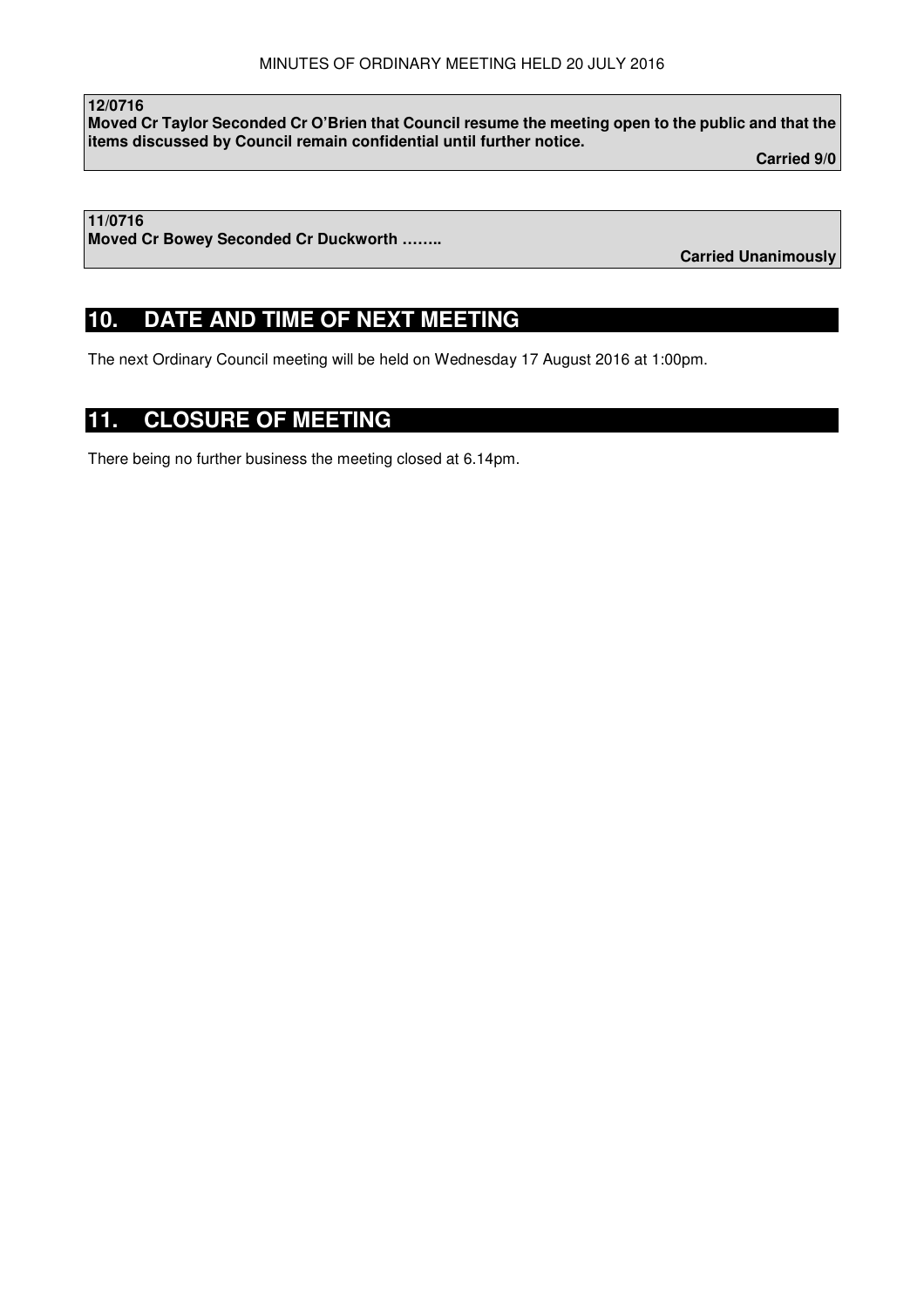**12/0716**
**Moved Cr Taylor Seconded Cr O'Brien that Council resume the meeting open to the public and that the items discussed by Council remain confidential until further notice.**

**Carried 9/0**

**11/0716**
**Moved Cr Bowey Seconded Cr Duckworth ……..**

**Carried Unanimously**

## 10. DATE AND TIME OF NEXT MEETING

The next Ordinary Council meeting will be held on Wednesday 17 August 2016 at 1:00pm.

## 11. CLOSURE OF MEETING

There being no further business the meeting closed at 6.14pm.